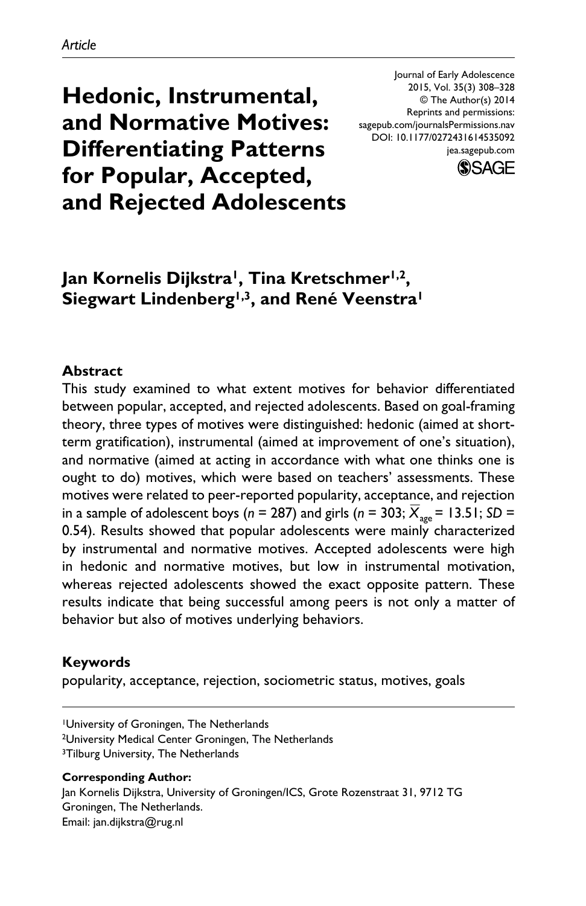*Article*

# Hedonic, Instrumental, and Normative Motives: Differentiating Patterns for Popular, Accepted, and Rejected Adolescents

Journal of Early Adolescence
2015, Vol. 35(3) 308–328
© The Author(s) 2014
Reprints and permissions:
sagepub.com/journalsPermissions.nav
DOI: 10.1177/0272431614535092
jea.sagepub.com

**Jan Kornelis Dijkstra[1], Tina Kretschmer[1,2], Siegwart Lindenberg[1,3], and René Veenstra[1]**

### Abstract

This study examined to what extent motives for behavior differentiated between popular, accepted, and rejected adolescents. Based on goal-framing theory, three types of motives were distinguished: hedonic (aimed at short-term gratification), instrumental (aimed at improvement of one's situation), and normative (aimed at acting in accordance with what one thinks one is ought to do) motives, which were based on teachers' assessments. These motives were related to peer-reported popularity, acceptance, and rejection in a sample of adolescent boys ($n$ = 287) and girls ($n$ = 303; $\overline{X}_{age}$ = 13.51; $SD$ = 0.54). Results showed that popular adolescents were mainly characterized by instrumental and normative motives. Accepted adolescents were high in hedonic and normative motives, but low in instrumental motivation, whereas rejected adolescents showed the exact opposite pattern. These results indicate that being successful among peers is not only a matter of behavior but also of motives underlying behaviors.

### Keywords

popularity, acceptance, rejection, sociometric status, motives, goals

---

[1]University of Groningen, The Netherlands
[2]University Medical Center Groningen, The Netherlands
[3]Tilburg University, The Netherlands

**Corresponding Author:**
Jan Kornelis Dijkstra, University of Groningen/ICS, Grote Rozenstraat 31, 9712 TG Groningen, The Netherlands.
Email: jan.dijkstra@rug.nl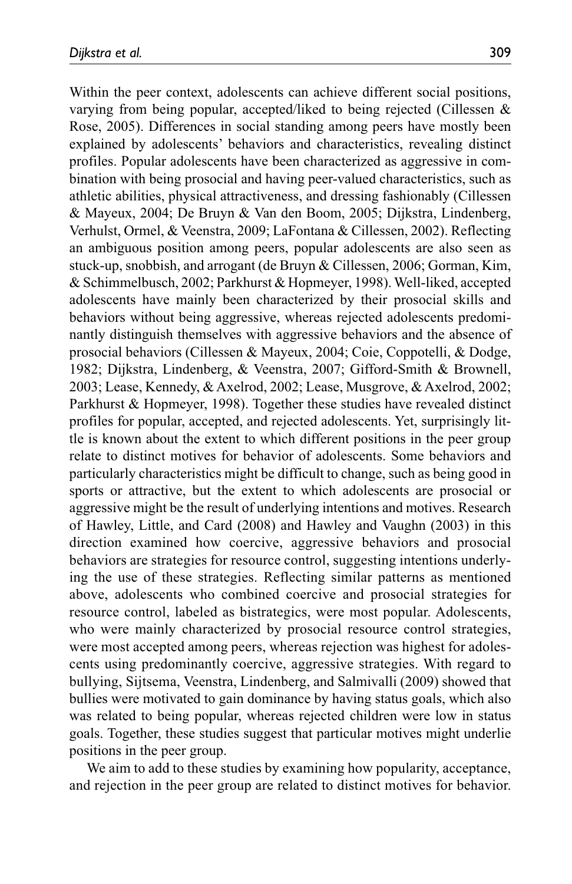Within the peer context, adolescents can achieve different social positions, varying from being popular, accepted/liked to being rejected (Cillessen & Rose, 2005). Differences in social standing among peers have mostly been explained by adolescents' behaviors and characteristics, revealing distinct profiles. Popular adolescents have been characterized as aggressive in combination with being prosocial and having peer-valued characteristics, such as athletic abilities, physical attractiveness, and dressing fashionably (Cillessen & Mayeux, 2004; De Bruyn & Van den Boom, 2005; Dijkstra, Lindenberg, Verhulst, Ormel, & Veenstra, 2009; LaFontana & Cillessen, 2002). Reflecting an ambiguous position among peers, popular adolescents are also seen as stuck-up, snobbish, and arrogant (de Bruyn & Cillessen, 2006; Gorman, Kim, & Schimmelbusch, 2002; Parkhurst & Hopmeyer, 1998). Well-liked, accepted adolescents have mainly been characterized by their prosocial skills and behaviors without being aggressive, whereas rejected adolescents predominantly distinguish themselves with aggressive behaviors and the absence of prosocial behaviors (Cillessen & Mayeux, 2004; Coie, Coppotelli, & Dodge, 1982; Dijkstra, Lindenberg, & Veenstra, 2007; Gifford-Smith & Brownell, 2003; Lease, Kennedy, & Axelrod, 2002; Lease, Musgrove, & Axelrod, 2002; Parkhurst & Hopmeyer, 1998). Together these studies have revealed distinct profiles for popular, accepted, and rejected adolescents. Yet, surprisingly little is known about the extent to which different positions in the peer group relate to distinct motives for behavior of adolescents. Some behaviors and particularly characteristics might be difficult to change, such as being good in sports or attractive, but the extent to which adolescents are prosocial or aggressive might be the result of underlying intentions and motives. Research of Hawley, Little, and Card (2008) and Hawley and Vaughn (2003) in this direction examined how coercive, aggressive behaviors and prosocial behaviors are strategies for resource control, suggesting intentions underlying the use of these strategies. Reflecting similar patterns as mentioned above, adolescents who combined coercive and prosocial strategies for resource control, labeled as bistrategics, were most popular. Adolescents, who were mainly characterized by prosocial resource control strategies, were most accepted among peers, whereas rejection was highest for adolescents using predominantly coercive, aggressive strategies. With regard to bullying, Sijtsema, Veenstra, Lindenberg, and Salmivalli (2009) showed that bullies were motivated to gain dominance by having status goals, which also was related to being popular, whereas rejected children were low in status goals. Together, these studies suggest that particular motives might underlie positions in the peer group.

We aim to add to these studies by examining how popularity, acceptance, and rejection in the peer group are related to distinct motives for behavior.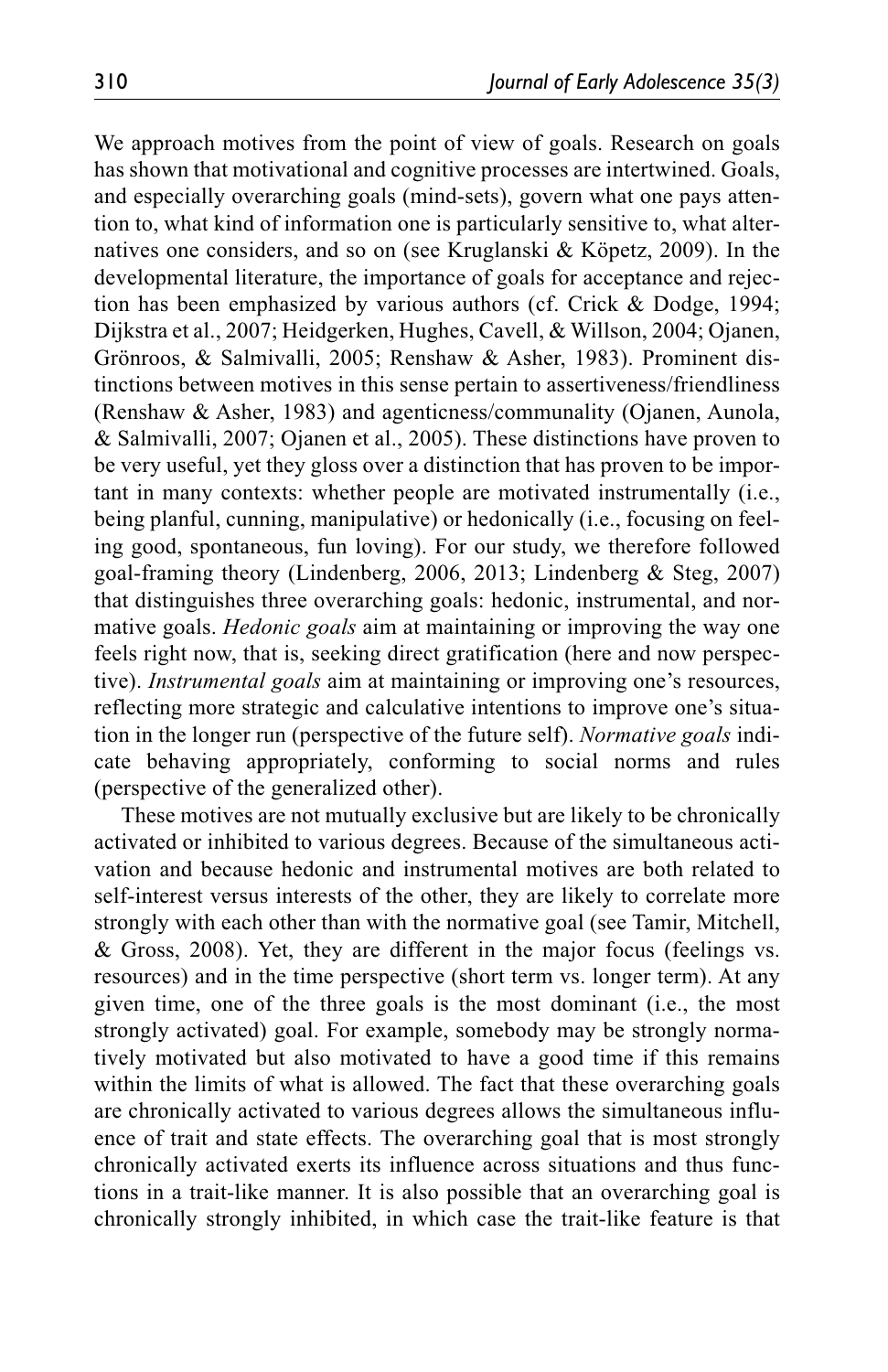We approach motives from the point of view of goals. Research on goals has shown that motivational and cognitive processes are intertwined. Goals, and especially overarching goals (mind-sets), govern what one pays attention to, what kind of information one is particularly sensitive to, what alternatives one considers, and so on (see Kruglanski & Köpetz, 2009). In the developmental literature, the importance of goals for acceptance and rejection has been emphasized by various authors (cf. Crick & Dodge, 1994; Dijkstra et al., 2007; Heidgerken, Hughes, Cavell, & Willson, 2004; Ojanen, Grönroos, & Salmivalli, 2005; Renshaw & Asher, 1983). Prominent distinctions between motives in this sense pertain to assertiveness/friendliness (Renshaw & Asher, 1983) and agenticness/communality (Ojanen, Aunola, & Salmivalli, 2007; Ojanen et al., 2005). These distinctions have proven to be very useful, yet they gloss over a distinction that has proven to be important in many contexts: whether people are motivated instrumentally (i.e., being planful, cunning, manipulative) or hedonically (i.e., focusing on feeling good, spontaneous, fun loving). For our study, we therefore followed goal-framing theory (Lindenberg, 2006, 2013; Lindenberg & Steg, 2007) that distinguishes three overarching goals: hedonic, instrumental, and normative goals. *Hedonic goals* aim at maintaining or improving the way one feels right now, that is, seeking direct gratification (here and now perspective). *Instrumental goals* aim at maintaining or improving one's resources, reflecting more strategic and calculative intentions to improve one's situation in the longer run (perspective of the future self). *Normative goals* indicate behaving appropriately, conforming to social norms and rules (perspective of the generalized other).

These motives are not mutually exclusive but are likely to be chronically activated or inhibited to various degrees. Because of the simultaneous activation and because hedonic and instrumental motives are both related to self-interest versus interests of the other, they are likely to correlate more strongly with each other than with the normative goal (see Tamir, Mitchell, & Gross, 2008). Yet, they are different in the major focus (feelings vs. resources) and in the time perspective (short term vs. longer term). At any given time, one of the three goals is the most dominant (i.e., the most strongly activated) goal. For example, somebody may be strongly normatively motivated but also motivated to have a good time if this remains within the limits of what is allowed. The fact that these overarching goals are chronically activated to various degrees allows the simultaneous influence of trait and state effects. The overarching goal that is most strongly chronically activated exerts its influence across situations and thus functions in a trait-like manner. It is also possible that an overarching goal is chronically strongly inhibited, in which case the trait-like feature is that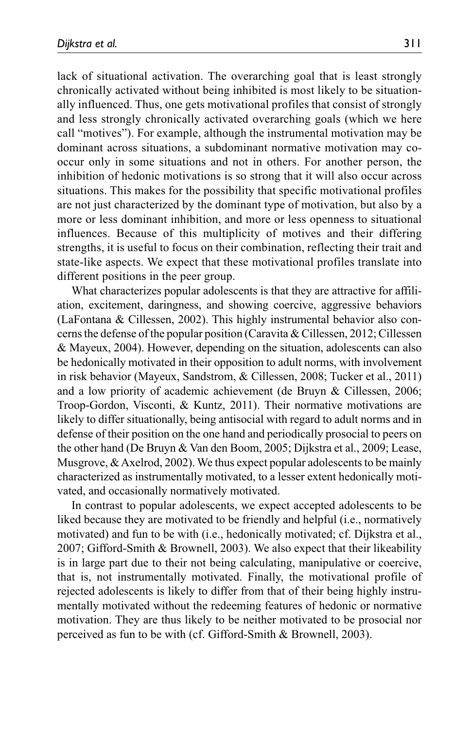lack of situational activation. The overarching goal that is least strongly chronically activated without being inhibited is most likely to be situationally influenced. Thus, one gets motivational profiles that consist of strongly and less strongly chronically activated overarching goals (which we here call "motives"). For example, although the instrumental motivation may be dominant across situations, a subdominant normative motivation may co-occur only in some situations and not in others. For another person, the inhibition of hedonic motivations is so strong that it will also occur across situations. This makes for the possibility that specific motivational profiles are not just characterized by the dominant type of motivation, but also by a more or less dominant inhibition, and more or less openness to situational influences. Because of this multiplicity of motives and their differing strengths, it is useful to focus on their combination, reflecting their trait and state-like aspects. We expect that these motivational profiles translate into different positions in the peer group.

What characterizes popular adolescents is that they are attractive for affiliation, excitement, daringness, and showing coercive, aggressive behaviors (LaFontana & Cillessen, 2002). This highly instrumental behavior also concerns the defense of the popular position (Caravita & Cillessen, 2012; Cillessen & Mayeux, 2004). However, depending on the situation, adolescents can also be hedonically motivated in their opposition to adult norms, with involvement in risk behavior (Mayeux, Sandstrom, & Cillessen, 2008; Tucker et al., 2011) and a low priority of academic achievement (de Bruyn & Cillessen, 2006; Troop-Gordon, Visconti, & Kuntz, 2011). Their normative motivations are likely to differ situationally, being antisocial with regard to adult norms and in defense of their position on the one hand and periodically prosocial to peers on the other hand (De Bruyn & Van den Boom, 2005; Dijkstra et al., 2009; Lease, Musgrove, & Axelrod, 2002). We thus expect popular adolescents to be mainly characterized as instrumentally motivated, to a lesser extent hedonically motivated, and occasionally normatively motivated.

In contrast to popular adolescents, we expect accepted adolescents to be liked because they are motivated to be friendly and helpful (i.e., normatively motivated) and fun to be with (i.e., hedonically motivated; cf. Dijkstra et al., 2007; Gifford-Smith & Brownell, 2003). We also expect that their likeability is in large part due to their not being calculating, manipulative or coercive, that is, not instrumentally motivated. Finally, the motivational profile of rejected adolescents is likely to differ from that of their being highly instrumentally motivated without the redeeming features of hedonic or normative motivation. They are thus likely to be neither motivated to be prosocial nor perceived as fun to be with (cf. Gifford-Smith & Brownell, 2003).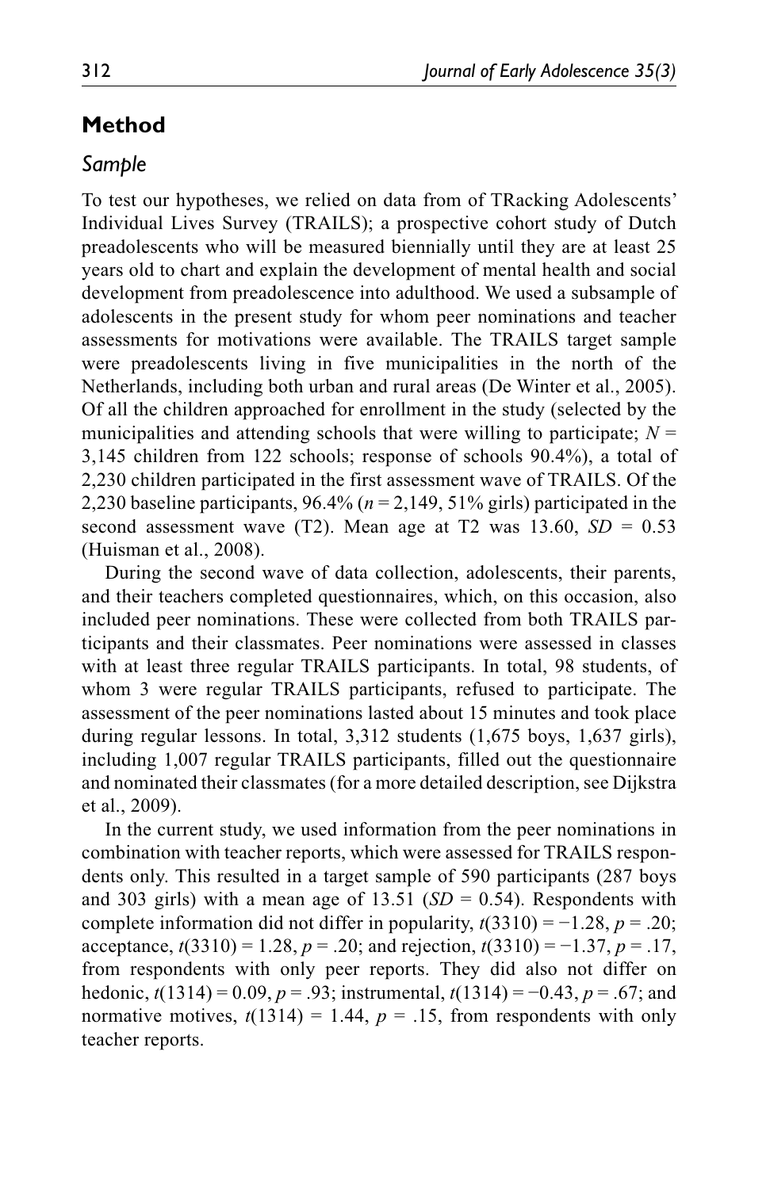## Method

### *Sample*

To test our hypotheses, we relied on data from of TRacking Adolescents' Individual Lives Survey (TRAILS); a prospective cohort study of Dutch preadolescents who will be measured biennially until they are at least 25 years old to chart and explain the development of mental health and social development from preadolescence into adulthood. We used a subsample of adolescents in the present study for whom peer nominations and teacher assessments for motivations were available. The TRAILS target sample were preadolescents living in five municipalities in the north of the Netherlands, including both urban and rural areas (De Winter et al., 2005). Of all the children approached for enrollment in the study (selected by the municipalities and attending schools that were willing to participate; $N$ = 3,145 children from 122 schools; response of schools 90.4%), a total of 2,230 children participated in the first assessment wave of TRAILS. Of the 2,230 baseline participants, 96.4% ($n$ = 2,149, 51% girls) participated in the second assessment wave (T2). Mean age at T2 was 13.60, $SD$ = 0.53 (Huisman et al., 2008).

During the second wave of data collection, adolescents, their parents, and their teachers completed questionnaires, which, on this occasion, also included peer nominations. These were collected from both TRAILS participants and their classmates. Peer nominations were assessed in classes with at least three regular TRAILS participants. In total, 98 students, of whom 3 were regular TRAILS participants, refused to participate. The assessment of the peer nominations lasted about 15 minutes and took place during regular lessons. In total, 3,312 students (1,675 boys, 1,637 girls), including 1,007 regular TRAILS participants, filled out the questionnaire and nominated their classmates (for a more detailed description, see Dijkstra et al., 2009).

In the current study, we used information from the peer nominations in combination with teacher reports, which were assessed for TRAILS respondents only. This resulted in a target sample of 590 participants (287 boys and 303 girls) with a mean age of 13.51 ($SD$ = 0.54). Respondents with complete information did not differ in popularity, $t(3310) = -1.28$, $p = .20$; acceptance, $t(3310) = 1.28$, $p = .20$; and rejection, $t(3310) = -1.37$, $p = .17$, from respondents with only peer reports. They did also not differ on hedonic, $t(1314) = 0.09$, $p = .93$; instrumental, $t(1314) = -0.43$, $p = .67$; and normative motives, $t(1314) = 1.44$, $p = .15$, from respondents with only teacher reports.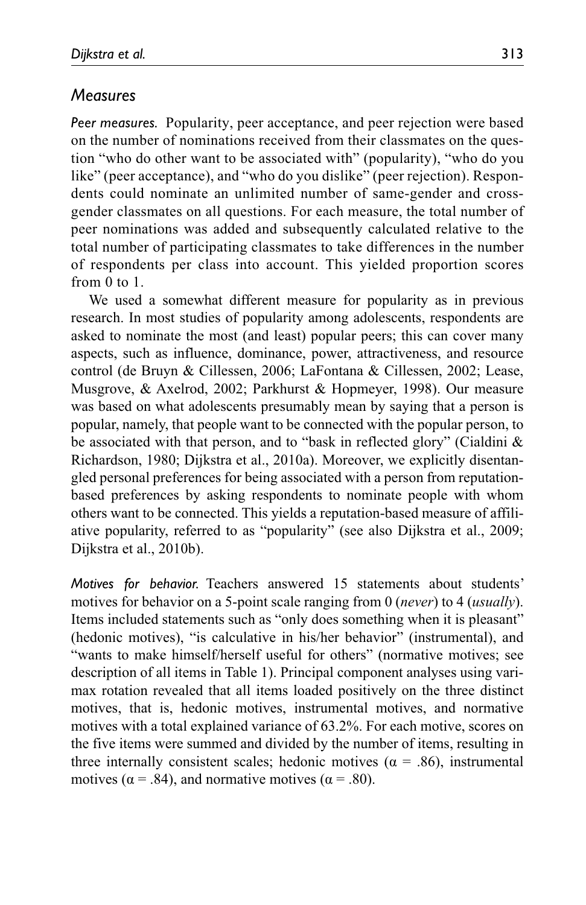## Measures

*Peer measures.* Popularity, peer acceptance, and peer rejection were based on the number of nominations received from their classmates on the question "who do other want to be associated with" (popularity), "who do you like" (peer acceptance), and "who do you dislike" (peer rejection). Respondents could nominate an unlimited number of same-gender and cross-gender classmates on all questions. For each measure, the total number of peer nominations was added and subsequently calculated relative to the total number of participating classmates to take differences in the number of respondents per class into account. This yielded proportion scores from 0 to 1.

We used a somewhat different measure for popularity as in previous research. In most studies of popularity among adolescents, respondents are asked to nominate the most (and least) popular peers; this can cover many aspects, such as influence, dominance, power, attractiveness, and resource control (de Bruyn & Cillessen, 2006; LaFontana & Cillessen, 2002; Lease, Musgrove, & Axelrod, 2002; Parkhurst & Hopmeyer, 1998). Our measure was based on what adolescents presumably mean by saying that a person is popular, namely, that people want to be connected with the popular person, to be associated with that person, and to "bask in reflected glory" (Cialdini & Richardson, 1980; Dijkstra et al., 2010a). Moreover, we explicitly disentangled personal preferences for being associated with a person from reputation-based preferences by asking respondents to nominate people with whom others want to be connected. This yields a reputation-based measure of affiliative popularity, referred to as "popularity" (see also Dijkstra et al., 2009; Dijkstra et al., 2010b).

*Motives for behavior.* Teachers answered 15 statements about students' motives for behavior on a 5-point scale ranging from 0 (*never*) to 4 (*usually*). Items included statements such as "only does something when it is pleasant" (hedonic motives), "is calculative in his/her behavior" (instrumental), and "wants to make himself/herself useful for others" (normative motives; see description of all items in Table 1). Principal component analyses using varimax rotation revealed that all items loaded positively on the three distinct motives, that is, hedonic motives, instrumental motives, and normative motives with a total explained variance of 63.2%. For each motive, scores on the five items were summed and divided by the number of items, resulting in three internally consistent scales; hedonic motives ($\alpha = .86$), instrumental motives ($\alpha = .84$), and normative motives ($\alpha = .80$).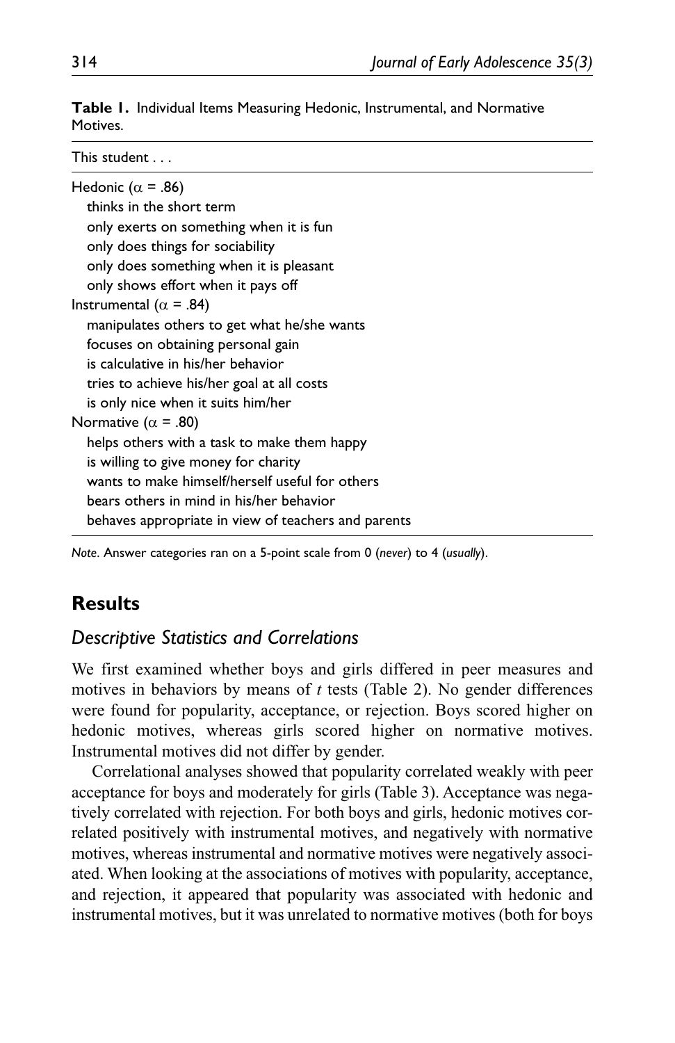**Table 1.** Individual Items Measuring Hedonic, Instrumental, and Normative Motives.

| This student . . . |
|---|
| Hedonic ($\alpha$ = .86) |
| thinks in the short term |
| only exerts on something when it is fun |
| only does things for sociability |
| only does something when it is pleasant |
| only shows effort when it pays off |
| Instrumental ($\alpha$ = .84) |
| manipulates others to get what he/she wants |
| focuses on obtaining personal gain |
| is calculative in his/her behavior |
| tries to achieve his/her goal at all costs |
| is only nice when it suits him/her |
| Normative ($\alpha$ = .80) |
| helps others with a task to make them happy |
| is willing to give money for charity |
| wants to make himself/herself useful for others |
| bears others in mind in his/her behavior |
| behaves appropriate in view of teachers and parents |

*Note*. Answer categories ran on a 5-point scale from 0 (*never*) to 4 (*usually*).

## Results

### *Descriptive Statistics and Correlations*

We first examined whether boys and girls differed in peer measures and motives in behaviors by means of *t* tests (Table 2). No gender differences were found for popularity, acceptance, or rejection. Boys scored higher on hedonic motives, whereas girls scored higher on normative motives. Instrumental motives did not differ by gender.

Correlational analyses showed that popularity correlated weakly with peer acceptance for boys and moderately for girls (Table 3). Acceptance was negatively correlated with rejection. For both boys and girls, hedonic motives correlated positively with instrumental motives, and negatively with normative motives, whereas instrumental and normative motives were negatively associated. When looking at the associations of motives with popularity, acceptance, and rejection, it appeared that popularity was associated with hedonic and instrumental motives, but it was unrelated to normative motives (both for boys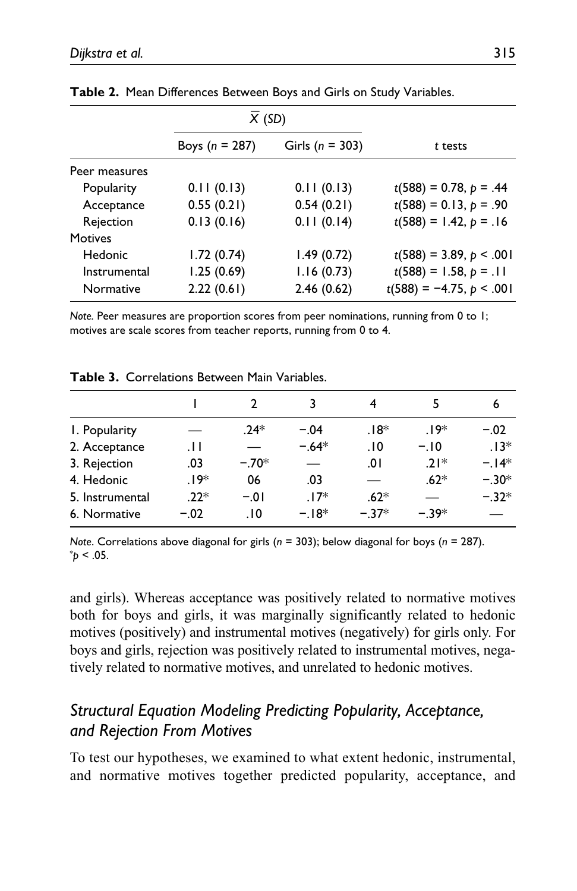**Table 2.** Mean Differences Between Boys and Girls on Study Variables.

| | $\overline{X}$ (*SD*) | | |
|---|---|---|---|
| | Boys ($n$ = 287) | Girls ($n$ = 303) | *t* tests |
| Peer measures | | | |
| Popularity | 0.11 (0.13) | 0.11 (0.13) | $t(588) = 0.78, p = .44$ |
| Acceptance | 0.55 (0.21) | 0.54 (0.21) | $t(588) = 0.13, p = .90$ |
| Rejection | 0.13 (0.16) | 0.11 (0.14) | $t(588) = 1.42, p = .16$ |
| Motives | | | |
| Hedonic | 1.72 (0.74) | 1.49 (0.72) | $t(588) = 3.89, p < .001$ |
| Instrumental | 1.25 (0.69) | 1.16 (0.73) | $t(588) = 1.58, p = .11$ |
| Normative | 2.22 (0.61) | 2.46 (0.62) | $t(588) = -4.75, p < .001$ |

*Note.* Peer measures are proportion scores from peer nominations, running from 0 to 1; motives are scale scores from teacher reports, running from 0 to 4.

**Table 3.** Correlations Between Main Variables.

| | 1 | 2 | 3 | 4 | 5 | 6 |
|---|---|---|---|---|---|---|
| 1. Popularity | — | .24* | −.04 | .18* | .19* | −.02 |
| 2. Acceptance | .11 | — | −.64* | .10 | −.10 | .13* |
| 3. Rejection | .03 | −.70* | — | .01 | .21* | −.14* |
| 4. Hedonic | .19* | 06 | .03 | — | .62* | −.30* |
| 5. Instrumental | .22* | −.01 | .17* | .62* | — | −.32* |
| 6. Normative | −.02 | .10 | −.18* | −.37* | −.39* | — |

*Note*. Correlations above diagonal for girls ($n$ = 303); below diagonal for boys ($n$ = 287).
*$p$ < .05.

and girls). Whereas acceptance was positively related to normative motives both for boys and girls, it was marginally significantly related to hedonic motives (positively) and instrumental motives (negatively) for girls only. For boys and girls, rejection was positively related to instrumental motives, negatively related to normative motives, and unrelated to hedonic motives.

## *Structural Equation Modeling Predicting Popularity, Acceptance, and Rejection From Motives*

To test our hypotheses, we examined to what extent hedonic, instrumental, and normative motives together predicted popularity, acceptance, and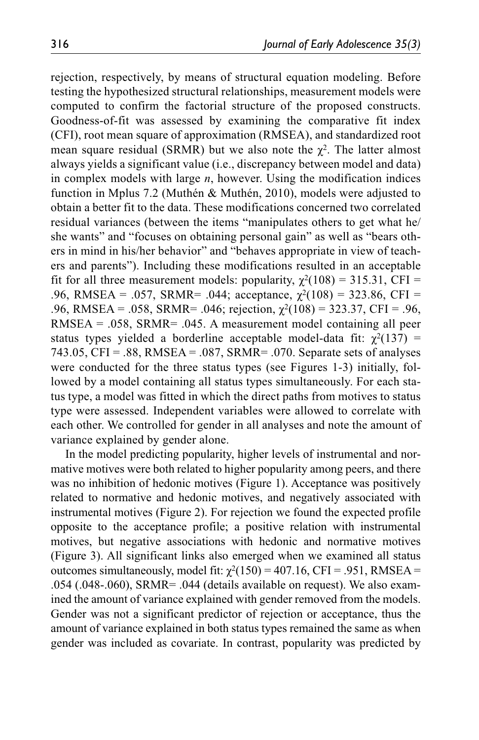rejection, respectively, by means of structural equation modeling. Before testing the hypothesized structural relationships, measurement models were computed to confirm the factorial structure of the proposed constructs. Goodness-of-fit was assessed by examining the comparative fit index (CFI), root mean square of approximation (RMSEA), and standardized root mean square residual (SRMR) but we also note the $\chi^2$. The latter almost always yields a significant value (i.e., discrepancy between model and data) in complex models with large *n*, however. Using the modification indices function in Mplus 7.2 (Muthén & Muthén, 2010), models were adjusted to obtain a better fit to the data. These modifications concerned two correlated residual variances (between the items "manipulates others to get what he/she wants" and "focuses on obtaining personal gain" as well as "bears others in mind in his/her behavior" and "behaves appropriate in view of teachers and parents"). Including these modifications resulted in an acceptable fit for all three measurement models: popularity, $\chi^2(108) = 315.31$, CFI = .96, RMSEA = .057, SRMR= .044; acceptance, $\chi^2(108) = 323.86$, CFI = .96, RMSEA = .058, SRMR= .046; rejection, $\chi^2(108) = 323.37$, CFI = .96, RMSEA = .058, SRMR= .045. A measurement model containing all peer status types yielded a borderline acceptable model-data fit: $\chi^2(137) = 743.05$, CFI = .88, RMSEA = .087, SRMR= .070. Separate sets of analyses were conducted for the three status types (see Figures 1-3) initially, followed by a model containing all status types simultaneously. For each status type, a model was fitted in which the direct paths from motives to status type were assessed. Independent variables were allowed to correlate with each other. We controlled for gender in all analyses and note the amount of variance explained by gender alone.

In the model predicting popularity, higher levels of instrumental and normative motives were both related to higher popularity among peers, and there was no inhibition of hedonic motives (Figure 1). Acceptance was positively related to normative and hedonic motives, and negatively associated with instrumental motives (Figure 2). For rejection we found the expected profile opposite to the acceptance profile; a positive relation with instrumental motives, but negative associations with hedonic and normative motives (Figure 3). All significant links also emerged when we examined all status outcomes simultaneously, model fit: $\chi^2(150) = 407.16$, CFI = .951, RMSEA = .054 (.048-.060), SRMR= .044 (details available on request). We also examined the amount of variance explained with gender removed from the models. Gender was not a significant predictor of rejection or acceptance, thus the amount of variance explained in both status types remained the same as when gender was included as covariate. In contrast, popularity was predicted by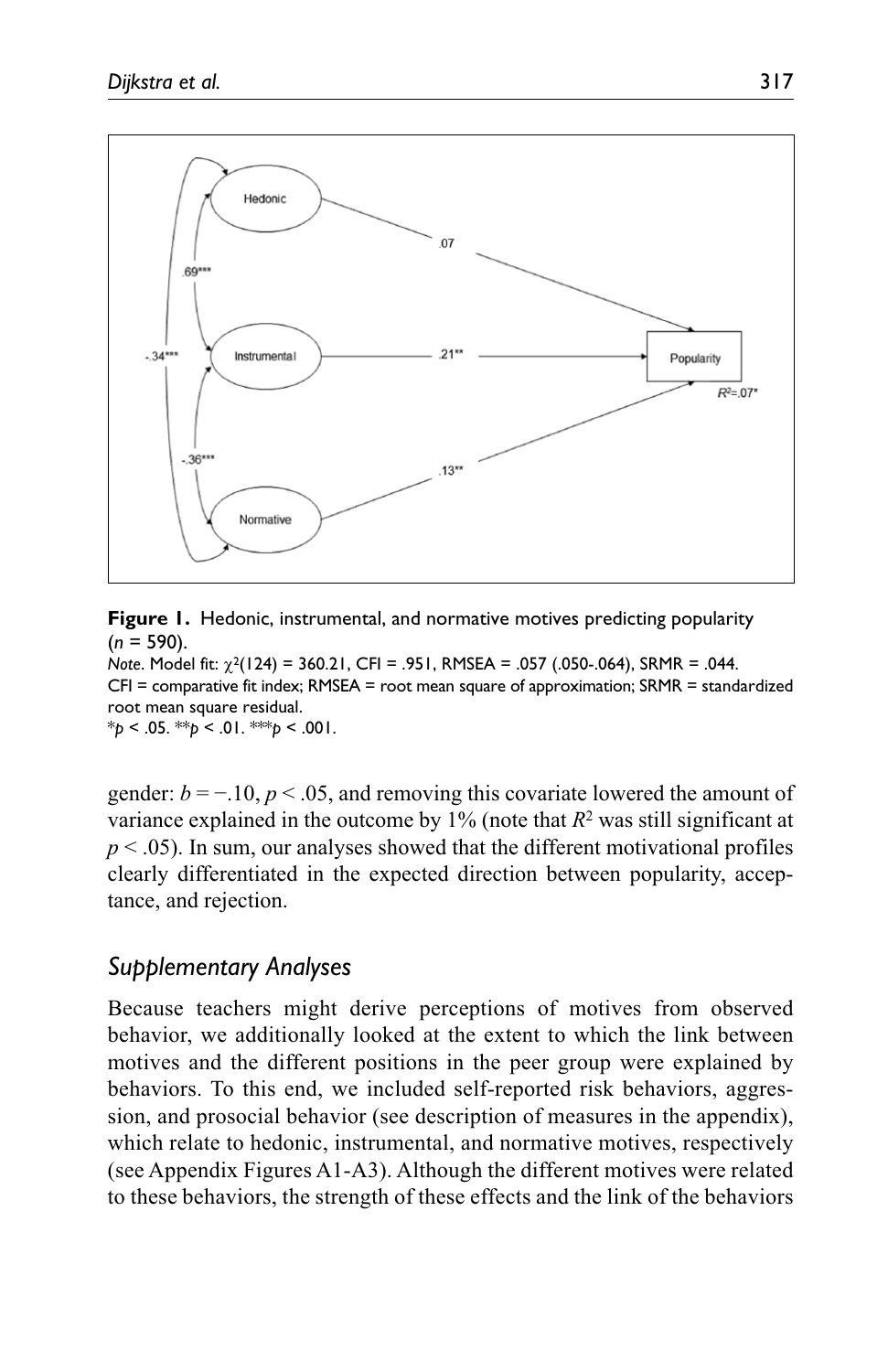**Figure 1.** Hedonic, instrumental, and normative motives predicting popularity ($n$ = 590).

*Note*. Model fit: $\chi^2(124)$ = 360.21, CFI = .951, RMSEA = .057 (.050-.064), SRMR = .044.
CFI = comparative fit index; RMSEA = root mean square of approximation; SRMR = standardized root mean square residual.
\*$p$ < .05. \*\*$p$ < .01. \*\*\*$p$ < .001.

gender: $b = -.10$, $p < .05$, and removing this covariate lowered the amount of variance explained in the outcome by 1% (note that $R^2$ was still significant at $p < .05$). In sum, our analyses showed that the different motivational profiles clearly differentiated in the expected direction between popularity, acceptance, and rejection.

## *Supplementary Analyses*

Because teachers might derive perceptions of motives from observed behavior, we additionally looked at the extent to which the link between motives and the different positions in the peer group were explained by behaviors. To this end, we included self-reported risk behaviors, aggression, and prosocial behavior (see description of measures in the appendix), which relate to hedonic, instrumental, and normative motives, respectively (see Appendix Figures A1-A3). Although the different motives were related to these behaviors, the strength of these effects and the link of the behaviors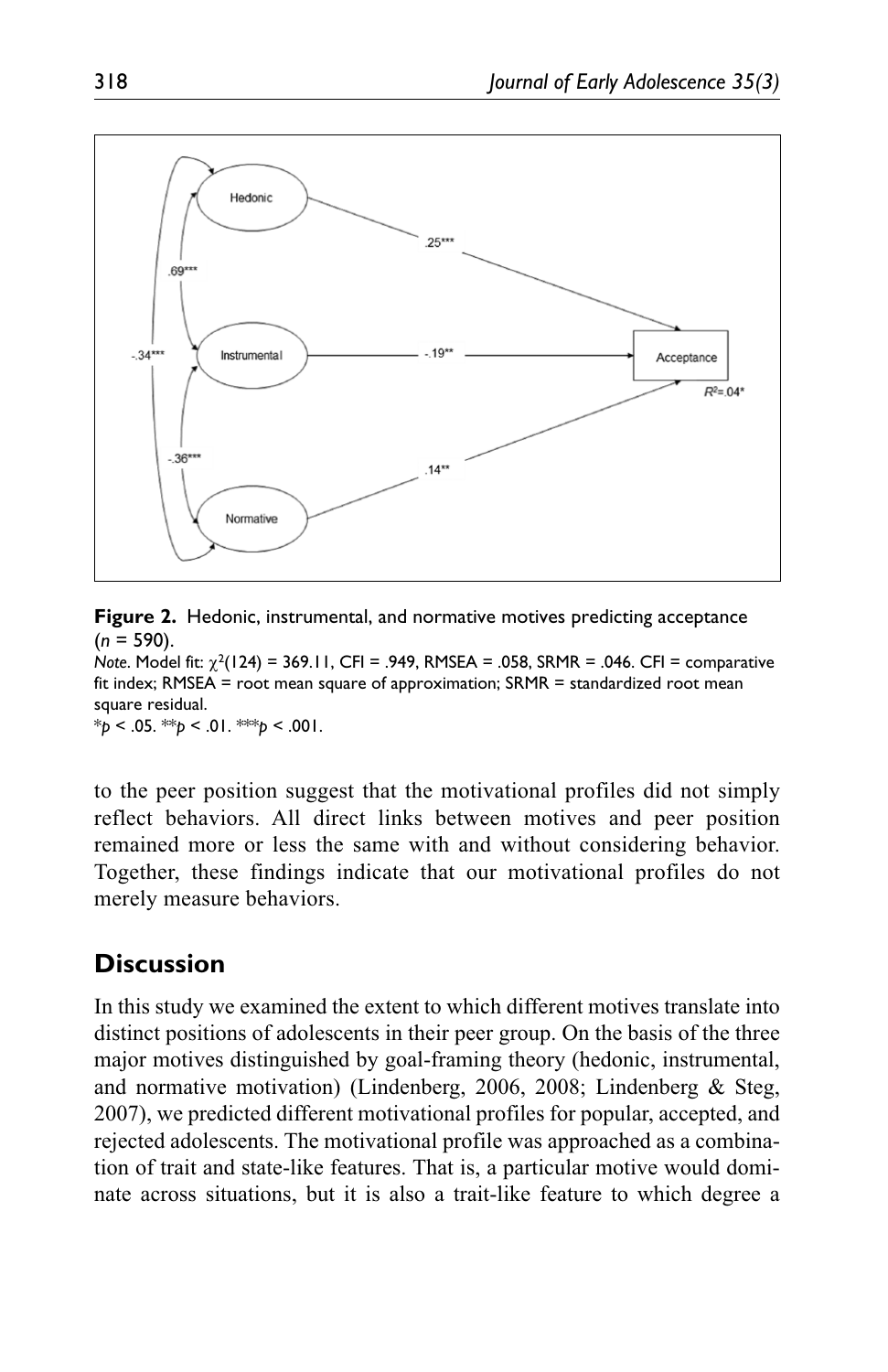**Figure 2.** Hedonic, instrumental, and normative motives predicting acceptance ($n$ = 590).

*Note.* Model fit: $\chi^2(124) = 369.11$, CFI = .949, RMSEA = .058, SRMR = .046. CFI = comparative fit index; RMSEA = root mean square of approximation; SRMR = standardized root mean square residual.

$*p < .05$. $**p < .01$. $***p < .001$.

to the peer position suggest that the motivational profiles did not simply reflect behaviors. All direct links between motives and peer position remained more or less the same with and without considering behavior. Together, these findings indicate that our motivational profiles do not merely measure behaviors.

## Discussion

In this study we examined the extent to which different motives translate into distinct positions of adolescents in their peer group. On the basis of the three major motives distinguished by goal-framing theory (hedonic, instrumental, and normative motivation) (Lindenberg, 2006, 2008; Lindenberg & Steg, 2007), we predicted different motivational profiles for popular, accepted, and rejected adolescents. The motivational profile was approached as a combination of trait and state-like features. That is, a particular motive would dominate across situations, but it is also a trait-like feature to which degree a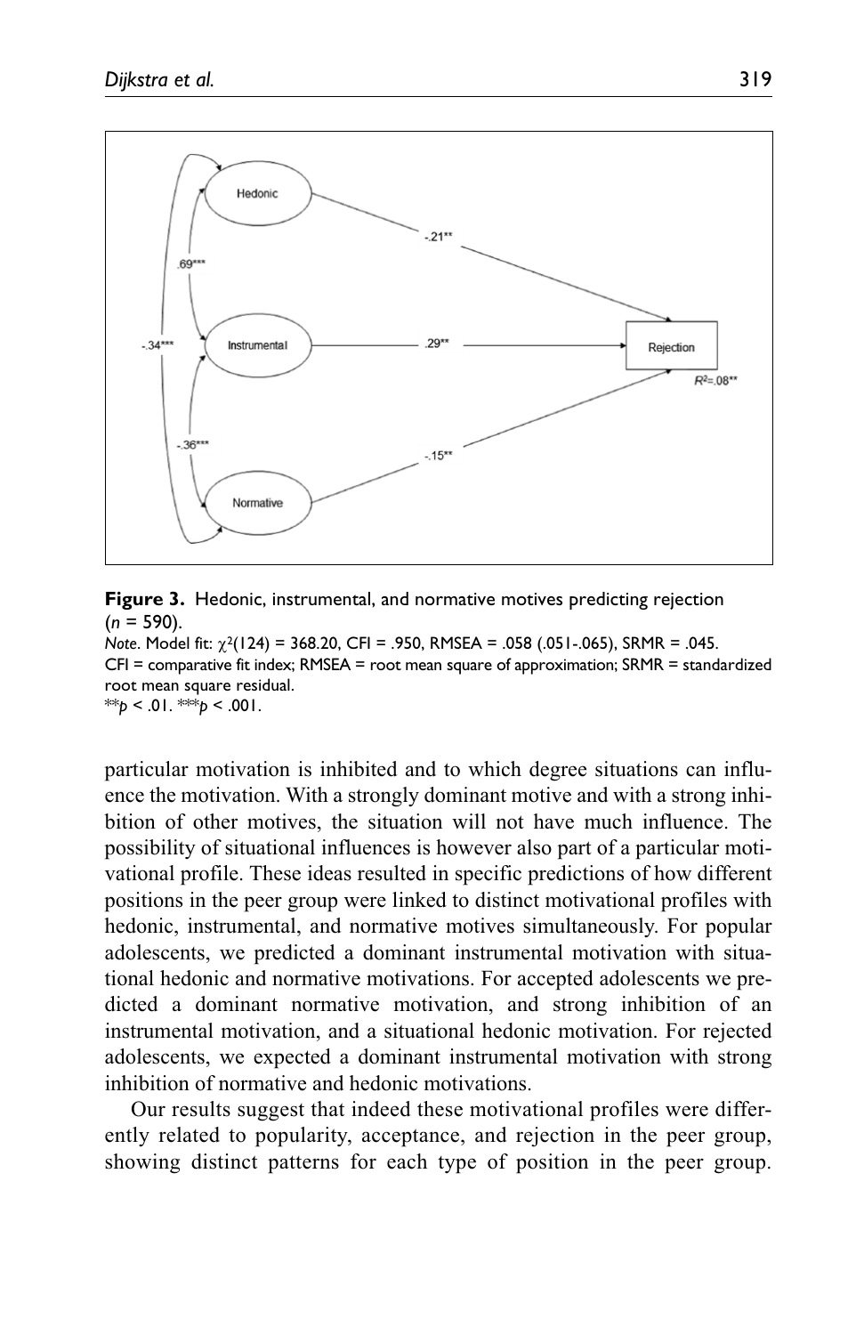**Figure 3.** Hedonic, instrumental, and normative motives predicting rejection ($n$ = 590).

*Note*. Model fit: $\chi^2(124)$ = 368.20, CFI = .950, RMSEA = .058 (.051-.065), SRMR = .045. CFI = comparative fit index; RMSEA = root mean square of approximation; SRMR = standardized root mean square residual.

$^{**}p < .01$. $^{***}p < .001$.

particular motivation is inhibited and to which degree situations can influence the motivation. With a strongly dominant motive and with a strong inhibition of other motives, the situation will not have much influence. The possibility of situational influences is however also part of a particular motivational profile. These ideas resulted in specific predictions of how different positions in the peer group were linked to distinct motivational profiles with hedonic, instrumental, and normative motives simultaneously. For popular adolescents, we predicted a dominant instrumental motivation with situational hedonic and normative motivations. For accepted adolescents we predicted a dominant normative motivation, and strong inhibition of an instrumental motivation, and a situational hedonic motivation. For rejected adolescents, we expected a dominant instrumental motivation with strong inhibition of normative and hedonic motivations.

Our results suggest that indeed these motivational profiles were differently related to popularity, acceptance, and rejection in the peer group, showing distinct patterns for each type of position in the peer group.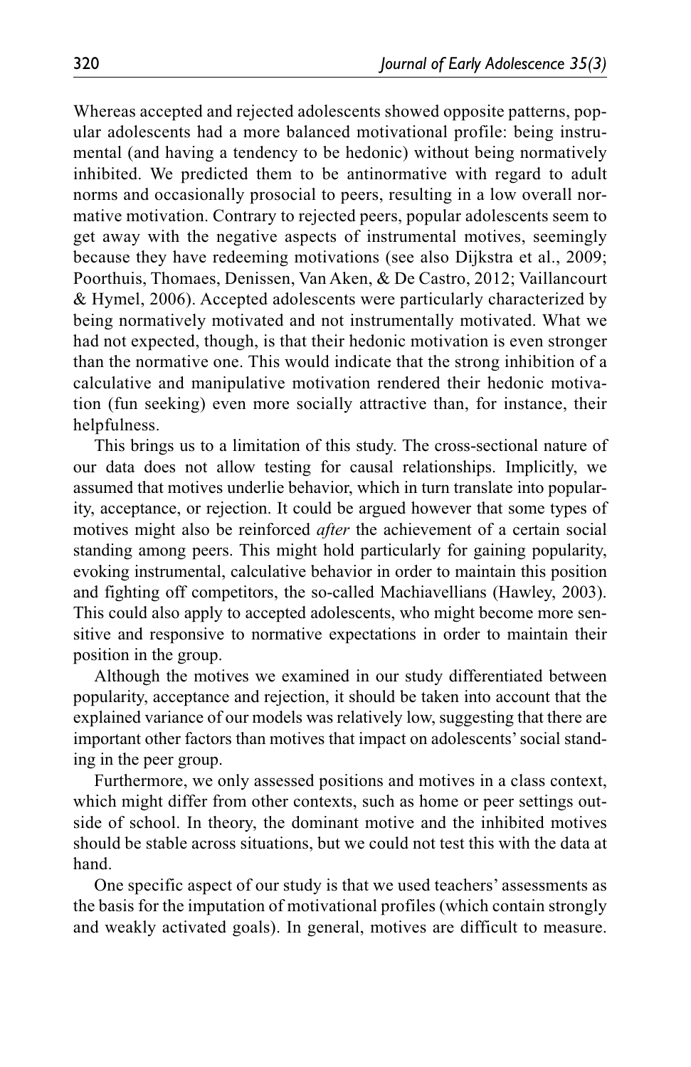Whereas accepted and rejected adolescents showed opposite patterns, popular adolescents had a more balanced motivational profile: being instrumental (and having a tendency to be hedonic) without being normatively inhibited. We predicted them to be antinormative with regard to adult norms and occasionally prosocial to peers, resulting in a low overall normative motivation. Contrary to rejected peers, popular adolescents seem to get away with the negative aspects of instrumental motives, seemingly because they have redeeming motivations (see also Dijkstra et al., 2009; Poorthuis, Thomaes, Denissen, Van Aken, & De Castro, 2012; Vaillancourt & Hymel, 2006). Accepted adolescents were particularly characterized by being normatively motivated and not instrumentally motivated. What we had not expected, though, is that their hedonic motivation is even stronger than the normative one. This would indicate that the strong inhibition of a calculative and manipulative motivation rendered their hedonic motivation (fun seeking) even more socially attractive than, for instance, their helpfulness.

This brings us to a limitation of this study. The cross-sectional nature of our data does not allow testing for causal relationships. Implicitly, we assumed that motives underlie behavior, which in turn translate into popularity, acceptance, or rejection. It could be argued however that some types of motives might also be reinforced *after* the achievement of a certain social standing among peers. This might hold particularly for gaining popularity, evoking instrumental, calculative behavior in order to maintain this position and fighting off competitors, the so-called Machiavellians (Hawley, 2003). This could also apply to accepted adolescents, who might become more sensitive and responsive to normative expectations in order to maintain their position in the group.

Although the motives we examined in our study differentiated between popularity, acceptance and rejection, it should be taken into account that the explained variance of our models was relatively low, suggesting that there are important other factors than motives that impact on adolescents' social standing in the peer group.

Furthermore, we only assessed positions and motives in a class context, which might differ from other contexts, such as home or peer settings outside of school. In theory, the dominant motive and the inhibited motives should be stable across situations, but we could not test this with the data at hand.

One specific aspect of our study is that we used teachers' assessments as the basis for the imputation of motivational profiles (which contain strongly and weakly activated goals). In general, motives are difficult to measure.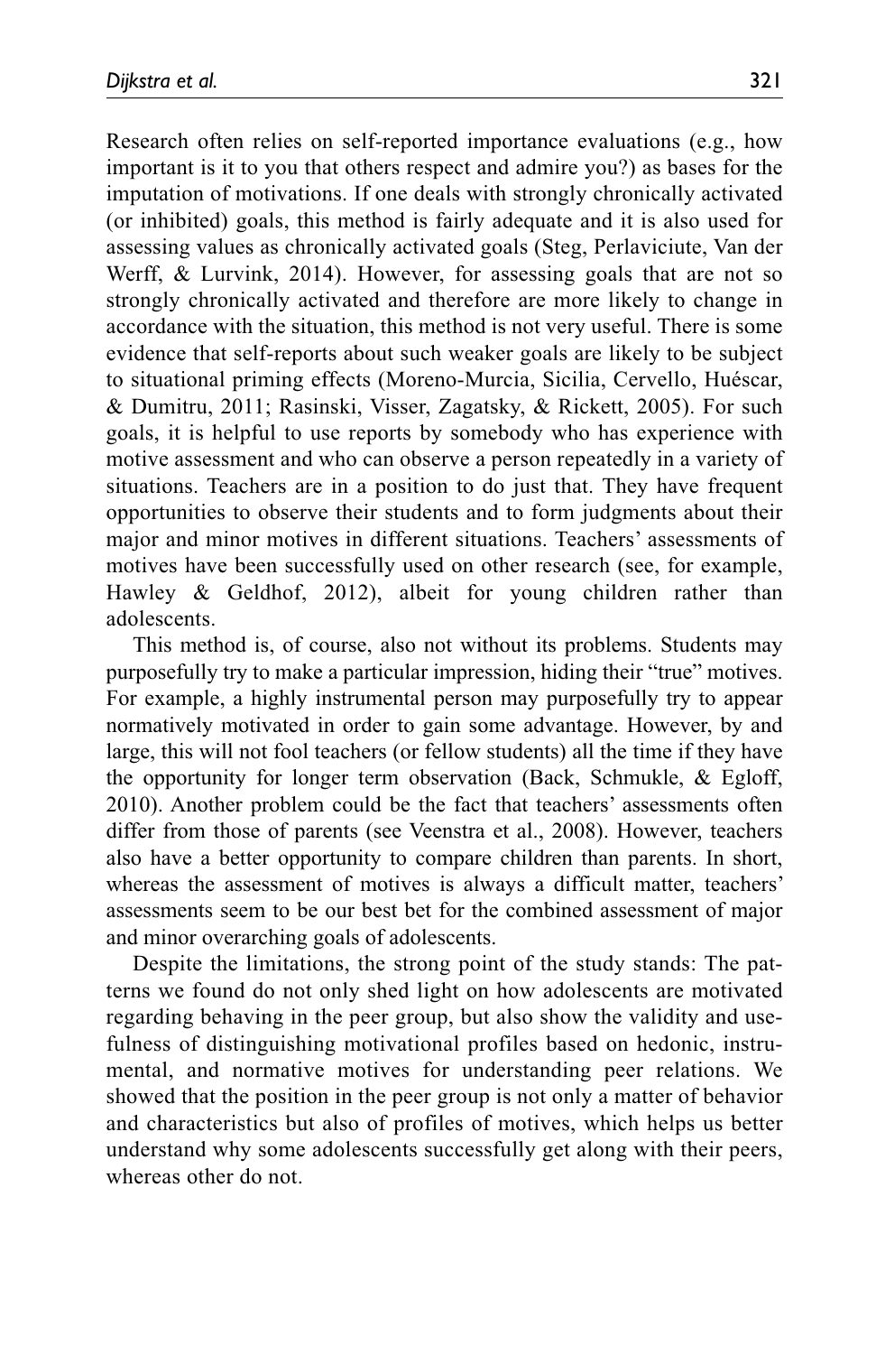Research often relies on self-reported importance evaluations (e.g., how important is it to you that others respect and admire you?) as bases for the imputation of motivations. If one deals with strongly chronically activated (or inhibited) goals, this method is fairly adequate and it is also used for assessing values as chronically activated goals (Steg, Perlaviciute, Van der Werff, & Lurvink, 2014). However, for assessing goals that are not so strongly chronically activated and therefore are more likely to change in accordance with the situation, this method is not very useful. There is some evidence that self-reports about such weaker goals are likely to be subject to situational priming effects (Moreno-Murcia, Sicilia, Cervello, Huéscar, & Dumitru, 2011; Rasinski, Visser, Zagatsky, & Rickett, 2005). For such goals, it is helpful to use reports by somebody who has experience with motive assessment and who can observe a person repeatedly in a variety of situations. Teachers are in a position to do just that. They have frequent opportunities to observe their students and to form judgments about their major and minor motives in different situations. Teachers' assessments of motives have been successfully used on other research (see, for example, Hawley & Geldhof, 2012), albeit for young children rather than adolescents.

This method is, of course, also not without its problems. Students may purposefully try to make a particular impression, hiding their "true" motives. For example, a highly instrumental person may purposefully try to appear normatively motivated in order to gain some advantage. However, by and large, this will not fool teachers (or fellow students) all the time if they have the opportunity for longer term observation (Back, Schmukle, & Egloff, 2010). Another problem could be the fact that teachers' assessments often differ from those of parents (see Veenstra et al., 2008). However, teachers also have a better opportunity to compare children than parents. In short, whereas the assessment of motives is always a difficult matter, teachers' assessments seem to be our best bet for the combined assessment of major and minor overarching goals of adolescents.

Despite the limitations, the strong point of the study stands: The patterns we found do not only shed light on how adolescents are motivated regarding behaving in the peer group, but also show the validity and usefulness of distinguishing motivational profiles based on hedonic, instrumental, and normative motives for understanding peer relations. We showed that the position in the peer group is not only a matter of behavior and characteristics but also of profiles of motives, which helps us better understand why some adolescents successfully get along with their peers, whereas other do not.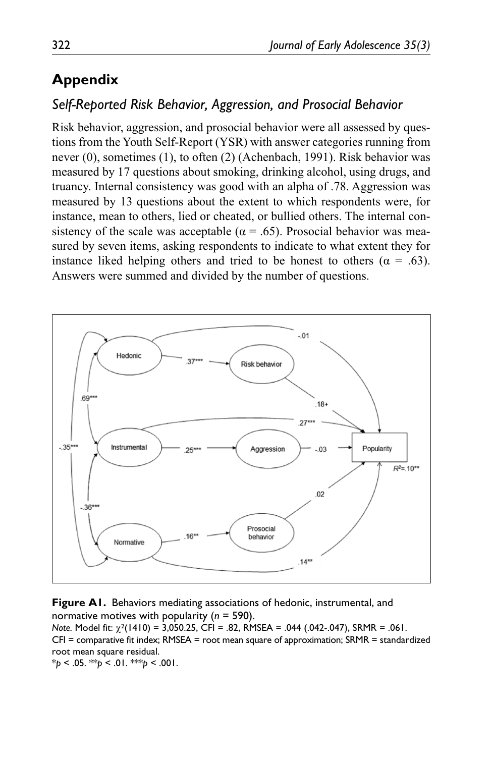## Appendix

### *Self-Reported Risk Behavior, Aggression, and Prosocial Behavior*

Risk behavior, aggression, and prosocial behavior were all assessed by questions from the Youth Self-Report (YSR) with answer categories running from never (0), sometimes (1), to often (2) (Achenbach, 1991). Risk behavior was measured by 17 questions about smoking, drinking alcohol, using drugs, and truancy. Internal consistency was good with an alpha of .78. Aggression was measured by 13 questions about the extent to which respondents were, for instance, mean to others, lied or cheated, or bullied others. The internal consistency of the scale was acceptable ($\alpha = .65$). Prosocial behavior was measured by seven items, asking respondents to indicate to what extent they for instance liked helping others and tried to be honest to others ($\alpha = .63$). Answers were summed and divided by the number of questions.

**Figure A1.** Behaviors mediating associations of hedonic, instrumental, and normative motives with popularity ($n = 590$).

*Note.* Model fit: $\chi^2(1410) = 3{,}050.25$, CFI = .82, RMSEA = .044 (.042-.047), SRMR = .061. CFI = comparative fit index; RMSEA = root mean square of approximation; SRMR = standardized root mean square residual.

\*$p < .05$. \*\*$p < .01$. \*\*\*$p < .001$.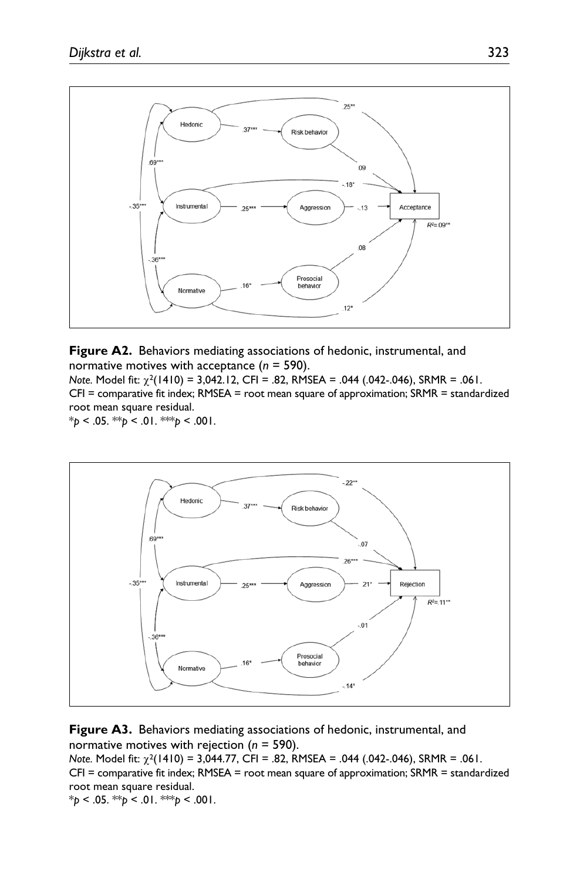**Figure A2.** Behaviors mediating associations of hedonic, instrumental, and normative motives with acceptance ($n$ = 590).

*Note.* Model fit: $\chi^2(1410)$ = 3,042.12, CFI = .82, RMSEA = .044 (.042-.046), SRMR = .061. CFI = comparative fit index; RMSEA = root mean square of approximation; SRMR = standardized root mean square residual.

\*$p$ < .05. \*\*$p$ < .01. \*\*\*$p$ < .001.

**Figure A3.** Behaviors mediating associations of hedonic, instrumental, and normative motives with rejection ($n$ = 590).

*Note.* Model fit: $\chi^2(1410)$ = 3,044.77, CFI = .82, RMSEA = .044 (.042-.046), SRMR = .061. CFI = comparative fit index; RMSEA = root mean square of approximation; SRMR = standardized root mean square residual.

\*$p$ < .05. \*\*$p$ < .01. \*\*\*$p$ < .001.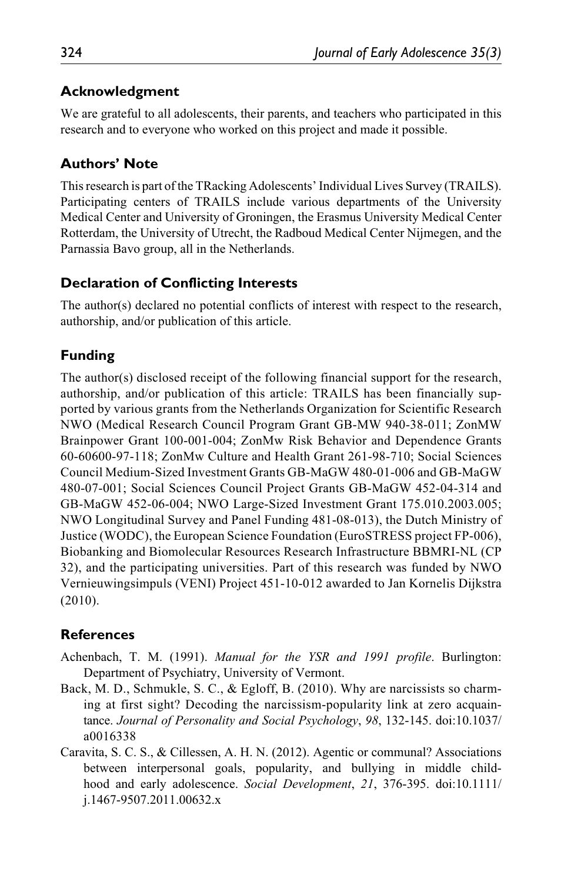## Acknowledgment

We are grateful to all adolescents, their parents, and teachers who participated in this research and to everyone who worked on this project and made it possible.

## Authors' Note

This research is part of the TRacking Adolescents' Individual Lives Survey (TRAILS). Participating centers of TRAILS include various departments of the University Medical Center and University of Groningen, the Erasmus University Medical Center Rotterdam, the University of Utrecht, the Radboud Medical Center Nijmegen, and the Parnassia Bavo group, all in the Netherlands.

## Declaration of Conflicting Interests

The author(s) declared no potential conflicts of interest with respect to the research, authorship, and/or publication of this article.

## Funding

The author(s) disclosed receipt of the following financial support for the research, authorship, and/or publication of this article: TRAILS has been financially supported by various grants from the Netherlands Organization for Scientific Research NWO (Medical Research Council Program Grant GB-MW 940-38-011; ZonMW Brainpower Grant 100-001-004; ZonMw Risk Behavior and Dependence Grants 60-60600-97-118; ZonMw Culture and Health Grant 261-98-710; Social Sciences Council Medium-Sized Investment Grants GB-MaGW 480-01-006 and GB-MaGW 480-07-001; Social Sciences Council Project Grants GB-MaGW 452-04-314 and GB-MaGW 452-06-004; NWO Large-Sized Investment Grant 175.010.2003.005; NWO Longitudinal Survey and Panel Funding 481-08-013), the Dutch Ministry of Justice (WODC), the European Science Foundation (EuroSTRESS project FP-006), Biobanking and Biomolecular Resources Research Infrastructure BBMRI-NL (CP 32), and the participating universities. Part of this research was funded by NWO Vernieuwingsimpuls (VENI) Project 451-10-012 awarded to Jan Kornelis Dijkstra (2010).

## References

Achenbach, T. M. (1991). *Manual for the YSR and 1991 profile*. Burlington: Department of Psychiatry, University of Vermont.

Back, M. D., Schmukle, S. C., & Egloff, B. (2010). Why are narcissists so charming at first sight? Decoding the narcissism-popularity link at zero acquaintance. *Journal of Personality and Social Psychology*, *98*, 132-145. doi:10.1037/a0016338

Caravita, S. C. S., & Cillessen, A. H. N. (2012). Agentic or communal? Associations between interpersonal goals, popularity, and bullying in middle childhood and early adolescence. *Social Development*, *21*, 376-395. doi:10.1111/j.1467-9507.2011.00632.x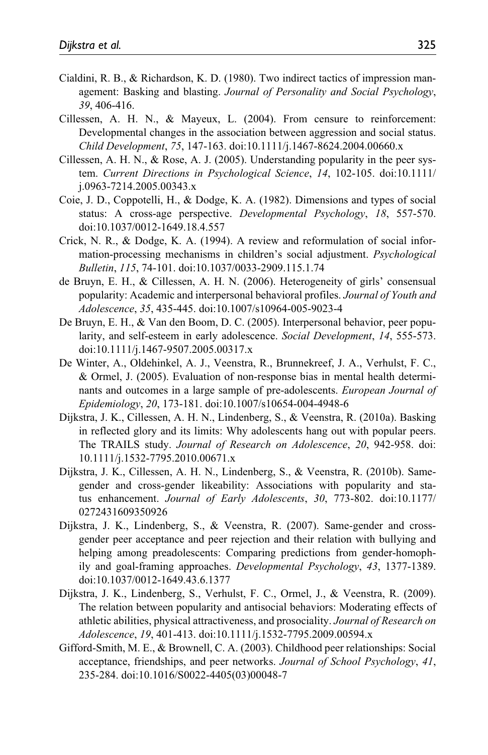Cialdini, R. B., & Richardson, K. D. (1980). Two indirect tactics of impression management: Basking and blasting. *Journal of Personality and Social Psychology*, *39*, 406-416.

Cillessen, A. H. N., & Mayeux, L. (2004). From censure to reinforcement: Developmental changes in the association between aggression and social status. *Child Development*, *75*, 147-163. doi:10.1111/j.1467-8624.2004.00660.x

Cillessen, A. H. N., & Rose, A. J. (2005). Understanding popularity in the peer system. *Current Directions in Psychological Science*, *14*, 102-105. doi:10.1111/j.0963-7214.2005.00343.x

Coie, J. D., Coppotelli, H., & Dodge, K. A. (1982). Dimensions and types of social status: A cross-age perspective. *Developmental Psychology*, *18*, 557-570. doi:10.1037/0012-1649.18.4.557

Crick, N. R., & Dodge, K. A. (1994). A review and reformulation of social information-processing mechanisms in children's social adjustment. *Psychological Bulletin*, *115*, 74-101. doi:10.1037/0033-2909.115.1.74

de Bruyn, E. H., & Cillessen, A. H. N. (2006). Heterogeneity of girls' consensual popularity: Academic and interpersonal behavioral profiles. *Journal of Youth and Adolescence*, *35*, 435-445. doi:10.1007/s10964-005-9023-4

De Bruyn, E. H., & Van den Boom, D. C. (2005). Interpersonal behavior, peer popularity, and self-esteem in early adolescence. *Social Development*, *14*, 555-573. doi:10.1111/j.1467-9507.2005.00317.x

De Winter, A., Oldehinkel, A. J., Veenstra, R., Brunnekreef, J. A., Verhulst, F. C., & Ormel, J. (2005). Evaluation of non-response bias in mental health determinants and outcomes in a large sample of pre-adolescents. *European Journal of Epidemiology*, *20*, 173-181. doi:10.1007/s10654-004-4948-6

Dijkstra, J. K., Cillessen, A. H. N., Lindenberg, S., & Veenstra, R. (2010a). Basking in reflected glory and its limits: Why adolescents hang out with popular peers. The TRAILS study. *Journal of Research on Adolescence*, *20*, 942-958. doi:10.1111/j.1532-7795.2010.00671.x

Dijkstra, J. K., Cillessen, A. H. N., Lindenberg, S., & Veenstra, R. (2010b). Same-gender and cross-gender likeability: Associations with popularity and status enhancement. *Journal of Early Adolescents*, *30*, 773-802. doi:10.1177/0272431609350926

Dijkstra, J. K., Lindenberg, S., & Veenstra, R. (2007). Same-gender and cross-gender peer acceptance and peer rejection and their relation with bullying and helping among preadolescents: Comparing predictions from gender-homophily and goal-framing approaches. *Developmental Psychology*, *43*, 1377-1389. doi:10.1037/0012-1649.43.6.1377

Dijkstra, J. K., Lindenberg, S., Verhulst, F. C., Ormel, J., & Veenstra, R. (2009). The relation between popularity and antisocial behaviors: Moderating effects of athletic abilities, physical attractiveness, and prosociality. *Journal of Research on Adolescence*, *19*, 401-413. doi:10.1111/j.1532-7795.2009.00594.x

Gifford-Smith, M. E., & Brownell, C. A. (2003). Childhood peer relationships: Social acceptance, friendships, and peer networks. *Journal of School Psychology*, *41*, 235-284. doi:10.1016/S0022-4405(03)00048-7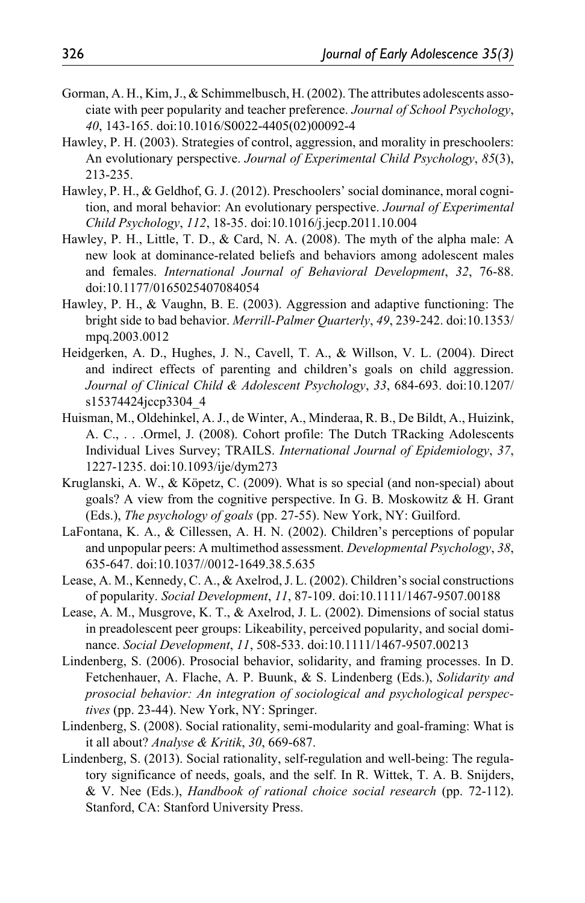Gorman, A. H., Kim, J., & Schimmelbusch, H. (2002). The attributes adolescents associate with peer popularity and teacher preference. *Journal of School Psychology*, *40*, 143-165. doi:10.1016/S0022-4405(02)00092-4

Hawley, P. H. (2003). Strategies of control, aggression, and morality in preschoolers: An evolutionary perspective. *Journal of Experimental Child Psychology*, *85*(3), 213-235.

Hawley, P. H., & Geldhof, G. J. (2012). Preschoolers' social dominance, moral cognition, and moral behavior: An evolutionary perspective. *Journal of Experimental Child Psychology*, *112*, 18-35. doi:10.1016/j.jecp.2011.10.004

Hawley, P. H., Little, T. D., & Card, N. A. (2008). The myth of the alpha male: A new look at dominance-related beliefs and behaviors among adolescent males and females. *International Journal of Behavioral Development*, *32*, 76-88. doi:10.1177/0165025407084054

Hawley, P. H., & Vaughn, B. E. (2003). Aggression and adaptive functioning: The bright side to bad behavior. *Merrill-Palmer Quarterly*, *49*, 239-242. doi:10.1353/mpq.2003.0012

Heidgerken, A. D., Hughes, J. N., Cavell, T. A., & Willson, V. L. (2004). Direct and indirect effects of parenting and children's goals on child aggression. *Journal of Clinical Child & Adolescent Psychology*, *33*, 684-693. doi:10.1207/s15374424jccp3304_4

Huisman, M., Oldehinkel, A. J., de Winter, A., Minderaa, R. B., De Bildt, A., Huizink, A. C., . . .Ormel, J. (2008). Cohort profile: The Dutch TRacking Adolescents Individual Lives Survey; TRAILS. *International Journal of Epidemiology*, *37*, 1227-1235. doi:10.1093/ije/dym273

Kruglanski, A. W., & Köpetz, C. (2009). What is so special (and non-special) about goals? A view from the cognitive perspective. In G. B. Moskowitz & H. Grant (Eds.), *The psychology of goals* (pp. 27-55). New York, NY: Guilford.

LaFontana, K. A., & Cillessen, A. H. N. (2002). Children's perceptions of popular and unpopular peers: A multimethod assessment. *Developmental Psychology*, *38*, 635-647. doi:10.1037//0012-1649.38.5.635

Lease, A. M., Kennedy, C. A., & Axelrod, J. L. (2002). Children's social constructions of popularity. *Social Development*, *11*, 87-109. doi:10.1111/1467-9507.00188

Lease, A. M., Musgrove, K. T., & Axelrod, J. L. (2002). Dimensions of social status in preadolescent peer groups: Likeability, perceived popularity, and social dominance. *Social Development*, *11*, 508-533. doi:10.1111/1467-9507.00213

Lindenberg, S. (2006). Prosocial behavior, solidarity, and framing processes. In D. Fetchenhauer, A. Flache, A. P. Buunk, & S. Lindenberg (Eds.), *Solidarity and prosocial behavior: An integration of sociological and psychological perspectives* (pp. 23-44). New York, NY: Springer.

Lindenberg, S. (2008). Social rationality, semi-modularity and goal-framing: What is it all about? *Analyse & Kritik*, *30*, 669-687.

Lindenberg, S. (2013). Social rationality, self-regulation and well-being: The regulatory significance of needs, goals, and the self. In R. Wittek, T. A. B. Snijders, & V. Nee (Eds.), *Handbook of rational choice social research* (pp. 72-112). Stanford, CA: Stanford University Press.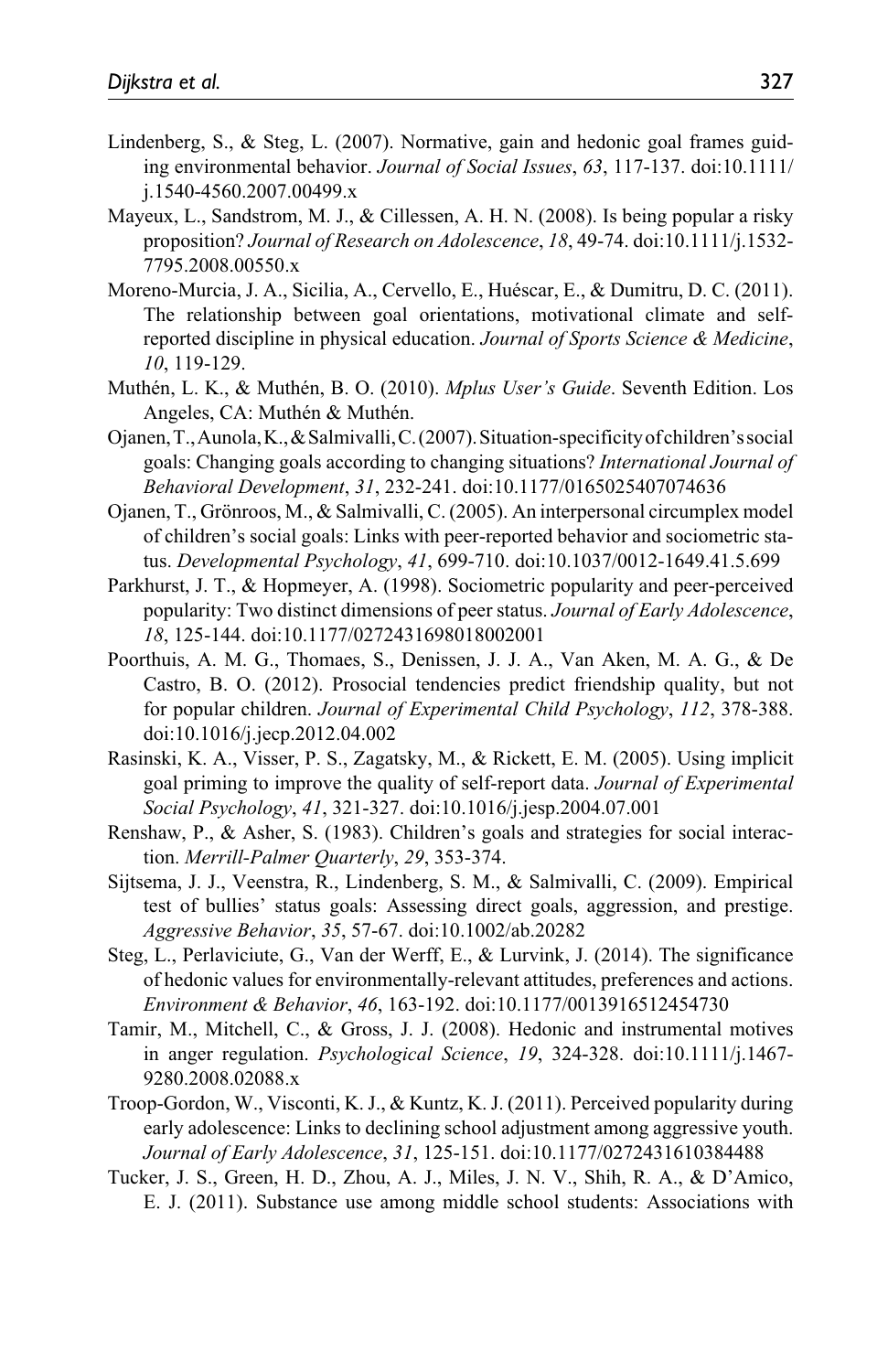Lindenberg, S., & Steg, L. (2007). Normative, gain and hedonic goal frames guiding environmental behavior. *Journal of Social Issues*, *63*, 117-137. doi:10.1111/j.1540-4560.2007.00499.x

Mayeux, L., Sandstrom, M. J., & Cillessen, A. H. N. (2008). Is being popular a risky proposition? *Journal of Research on Adolescence*, *18*, 49-74. doi:10.1111/j.1532-7795.2008.00550.x

Moreno-Murcia, J. A., Sicilia, A., Cervello, E., Huéscar, E., & Dumitru, D. C. (2011). The relationship between goal orientations, motivational climate and self-reported discipline in physical education. *Journal of Sports Science & Medicine*, *10*, 119-129.

Muthén, L. K., & Muthén, B. O. (2010). *Mplus User's Guide*. Seventh Edition. Los Angeles, CA: Muthén & Muthén.

Ojanen, T., Aunola, K., & Salmivalli, C. (2007). Situation-specificity of children's social goals: Changing goals according to changing situations? *International Journal of Behavioral Development*, *31*, 232-241. doi:10.1177/0165025407074636

Ojanen, T., Grönroos, M., & Salmivalli, C. (2005). An interpersonal circumplex model of children's social goals: Links with peer-reported behavior and sociometric status. *Developmental Psychology*, *41*, 699-710. doi:10.1037/0012-1649.41.5.699

Parkhurst, J. T., & Hopmeyer, A. (1998). Sociometric popularity and peer-perceived popularity: Two distinct dimensions of peer status. *Journal of Early Adolescence*, *18*, 125-144. doi:10.1177/0272431698018002001

Poorthuis, A. M. G., Thomaes, S., Denissen, J. J. A., Van Aken, M. A. G., & De Castro, B. O. (2012). Prosocial tendencies predict friendship quality, but not for popular children. *Journal of Experimental Child Psychology*, *112*, 378-388. doi:10.1016/j.jecp.2012.04.002

Rasinski, K. A., Visser, P. S., Zagatsky, M., & Rickett, E. M. (2005). Using implicit goal priming to improve the quality of self-report data. *Journal of Experimental Social Psychology*, *41*, 321-327. doi:10.1016/j.jesp.2004.07.001

Renshaw, P., & Asher, S. (1983). Children's goals and strategies for social interaction. *Merrill-Palmer Quarterly*, *29*, 353-374.

Sijtsema, J. J., Veenstra, R., Lindenberg, S. M., & Salmivalli, C. (2009). Empirical test of bullies' status goals: Assessing direct goals, aggression, and prestige. *Aggressive Behavior*, *35*, 57-67. doi:10.1002/ab.20282

Steg, L., Perlaviciute, G., Van der Werff, E., & Lurvink, J. (2014). The significance of hedonic values for environmentally-relevant attitudes, preferences and actions. *Environment & Behavior*, *46*, 163-192. doi:10.1177/0013916512454730

Tamir, M., Mitchell, C., & Gross, J. J. (2008). Hedonic and instrumental motives in anger regulation. *Psychological Science*, *19*, 324-328. doi:10.1111/j.1467-9280.2008.02088.x

Troop-Gordon, W., Visconti, K. J., & Kuntz, K. J. (2011). Perceived popularity during early adolescence: Links to declining school adjustment among aggressive youth. *Journal of Early Adolescence*, *31*, 125-151. doi:10.1177/0272431610384488

Tucker, J. S., Green, H. D., Zhou, A. J., Miles, J. N. V., Shih, R. A., & D'Amico, E. J. (2011). Substance use among middle school students: Associations with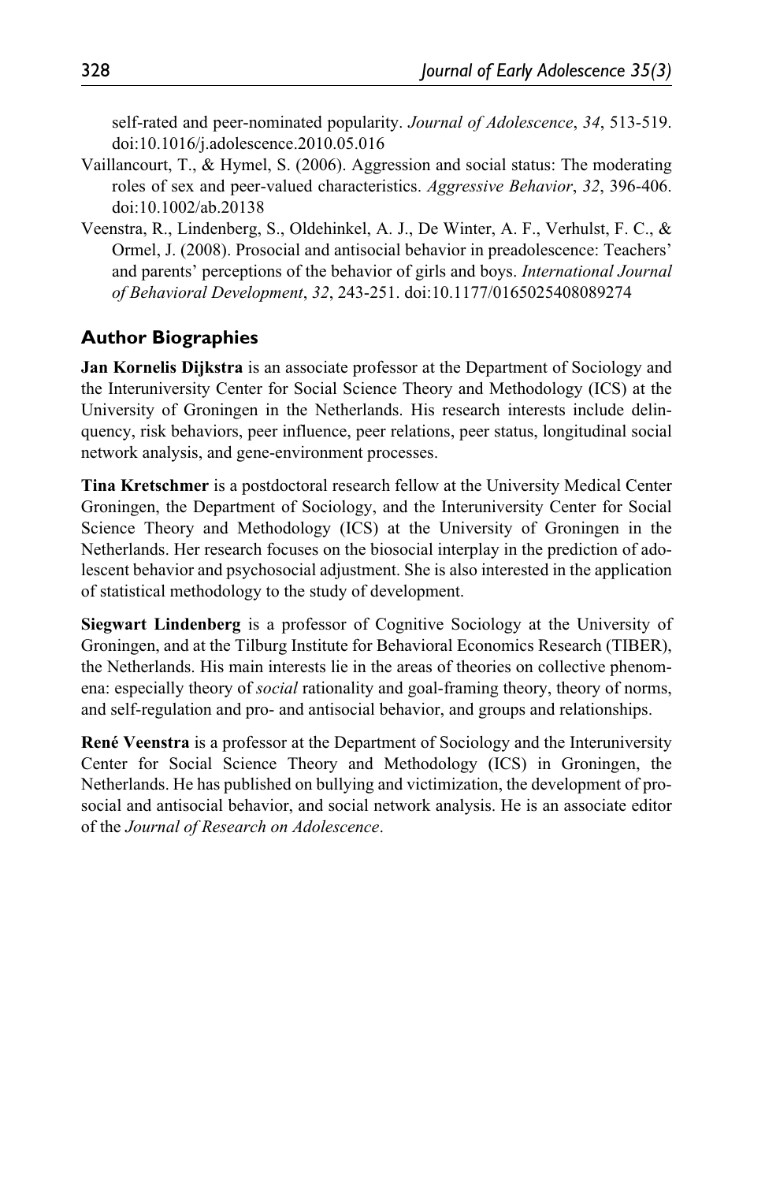self-rated and peer-nominated popularity. *Journal of Adolescence*, *34*, 513-519. doi:10.1016/j.adolescence.2010.05.016

Vaillancourt, T., & Hymel, S. (2006). Aggression and social status: The moderating roles of sex and peer-valued characteristics. *Aggressive Behavior*, *32*, 396-406. doi:10.1002/ab.20138

Veenstra, R., Lindenberg, S., Oldehinkel, A. J., De Winter, A. F., Verhulst, F. C., & Ormel, J. (2008). Prosocial and antisocial behavior in preadolescence: Teachers' and parents' perceptions of the behavior of girls and boys. *International Journal of Behavioral Development*, *32*, 243-251. doi:10.1177/0165025408089274

## Author Biographies

**Jan Kornelis Dijkstra** is an associate professor at the Department of Sociology and the Interuniversity Center for Social Science Theory and Methodology (ICS) at the University of Groningen in the Netherlands. His research interests include delinquency, risk behaviors, peer influence, peer relations, peer status, longitudinal social network analysis, and gene-environment processes.

**Tina Kretschmer** is a postdoctoral research fellow at the University Medical Center Groningen, the Department of Sociology, and the Interuniversity Center for Social Science Theory and Methodology (ICS) at the University of Groningen in the Netherlands. Her research focuses on the biosocial interplay in the prediction of adolescent behavior and psychosocial adjustment. She is also interested in the application of statistical methodology to the study of development.

**Siegwart Lindenberg** is a professor of Cognitive Sociology at the University of Groningen, and at the Tilburg Institute for Behavioral Economics Research (TIBER), the Netherlands. His main interests lie in the areas of theories on collective phenomena: especially theory of *social* rationality and goal-framing theory, theory of norms, and self-regulation and pro- and antisocial behavior, and groups and relationships.

**René Veenstra** is a professor at the Department of Sociology and the Interuniversity Center for Social Science Theory and Methodology (ICS) in Groningen, the Netherlands. He has published on bullying and victimization, the development of prosocial and antisocial behavior, and social network analysis. He is an associate editor of the *Journal of Research on Adolescence*.